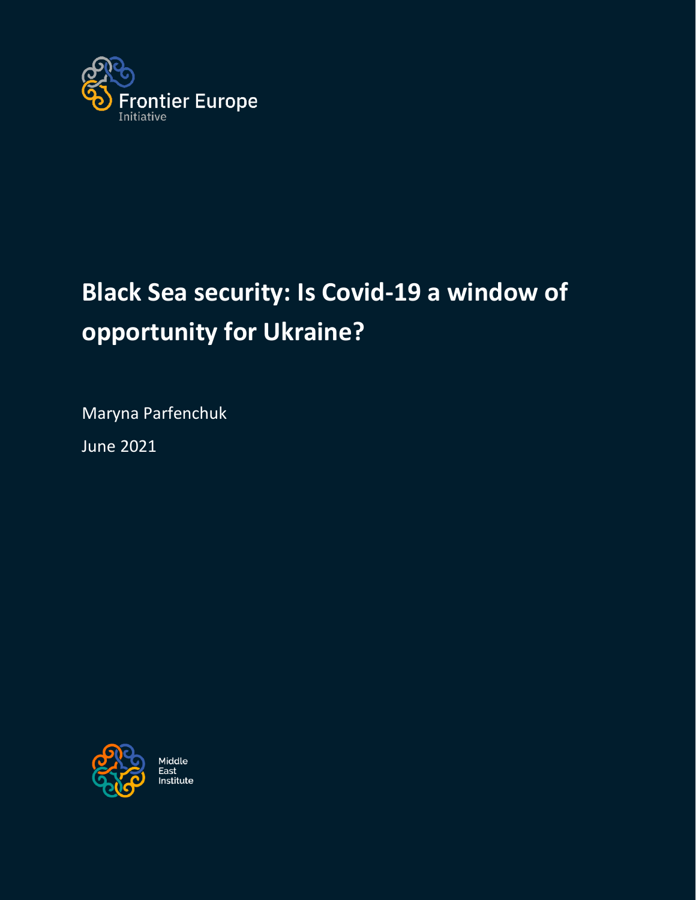Frontier Europe
Initiative

# Black Sea security: Is Covid-19 a window of opportunity for Ukraine?

Maryna Parfenchuk

June 2021

Middle
East
Institute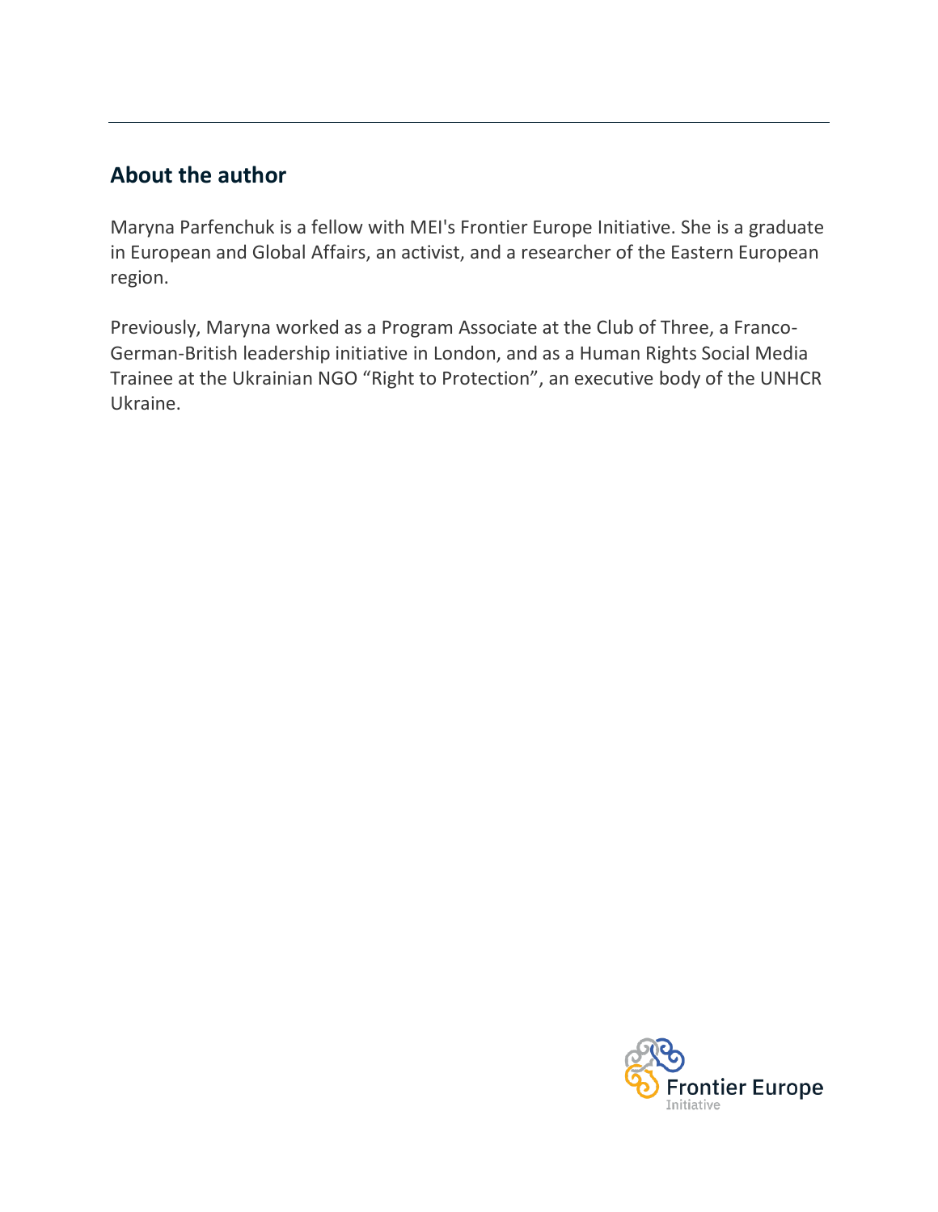## About the author

Maryna Parfenchuk is a fellow with MEI's Frontier Europe Initiative. She is a graduate in European and Global Affairs, an activist, and a researcher of the Eastern European region.

Previously, Maryna worked as a Program Associate at the Club of Three, a Franco-German-British leadership initiative in London, and as a Human Rights Social Media Trainee at the Ukrainian NGO "Right to Protection", an executive body of the UNHCR Ukraine.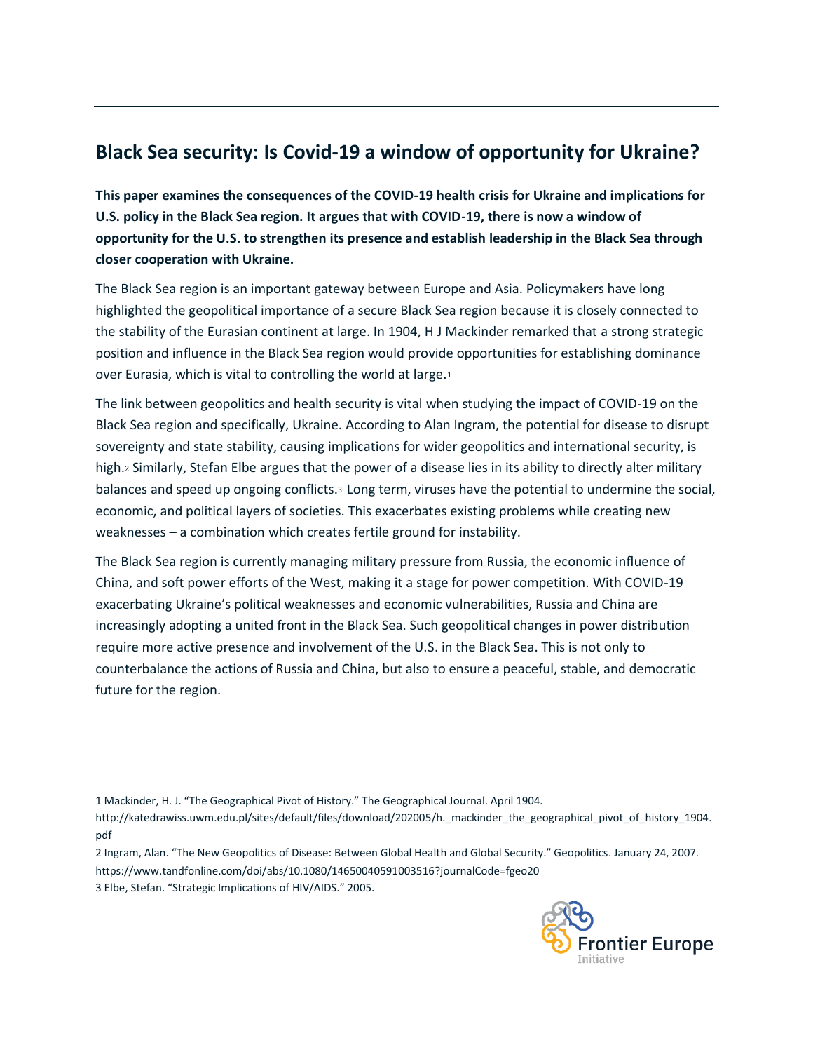## Black Sea security: Is Covid-19 a window of opportunity for Ukraine?

**This paper examines the consequences of the COVID-19 health crisis for Ukraine and implications for U.S. policy in the Black Sea region. It argues that with COVID-19, there is now a window of opportunity for the U.S. to strengthen its presence and establish leadership in the Black Sea through closer cooperation with Ukraine.**

The Black Sea region is an important gateway between Europe and Asia. Policymakers have long highlighted the geopolitical importance of a secure Black Sea region because it is closely connected to the stability of the Eurasian continent at large. In 1904, H J Mackinder remarked that a strong strategic position and influence in the Black Sea region would provide opportunities for establishing dominance over Eurasia, which is vital to controlling the world at large.[1]

The link between geopolitics and health security is vital when studying the impact of COVID-19 on the Black Sea region and specifically, Ukraine. According to Alan Ingram, the potential for disease to disrupt sovereignty and state stability, causing implications for wider geopolitics and international security, is high.[2] Similarly, Stefan Elbe argues that the power of a disease lies in its ability to directly alter military balances and speed up ongoing conflicts.[3] Long term, viruses have the potential to undermine the social, economic, and political layers of societies. This exacerbates existing problems while creating new weaknesses – a combination which creates fertile ground for instability.

The Black Sea region is currently managing military pressure from Russia, the economic influence of China, and soft power efforts of the West, making it a stage for power competition. With COVID-19 exacerbating Ukraine's political weaknesses and economic vulnerabilities, Russia and China are increasingly adopting a united front in the Black Sea. Such geopolitical changes in power distribution require more active presence and involvement of the U.S. in the Black Sea. This is not only to counterbalance the actions of Russia and China, but also to ensure a peaceful, stable, and democratic future for the region.

---

1 Mackinder, H. J. "The Geographical Pivot of History." The Geographical Journal. April 1904. http://katedrawiss.uwm.edu.pl/sites/default/files/download/202005/h._mackinder_the_geographical_pivot_of_history_1904.pdf

2 Ingram, Alan. "The New Geopolitics of Disease: Between Global Health and Global Security." Geopolitics. January 24, 2007. https://www.tandfonline.com/doi/abs/10.1080/14650040591003516?journalCode=fgeo20

3 Elbe, Stefan. "Strategic Implications of HIV/AIDS." 2005.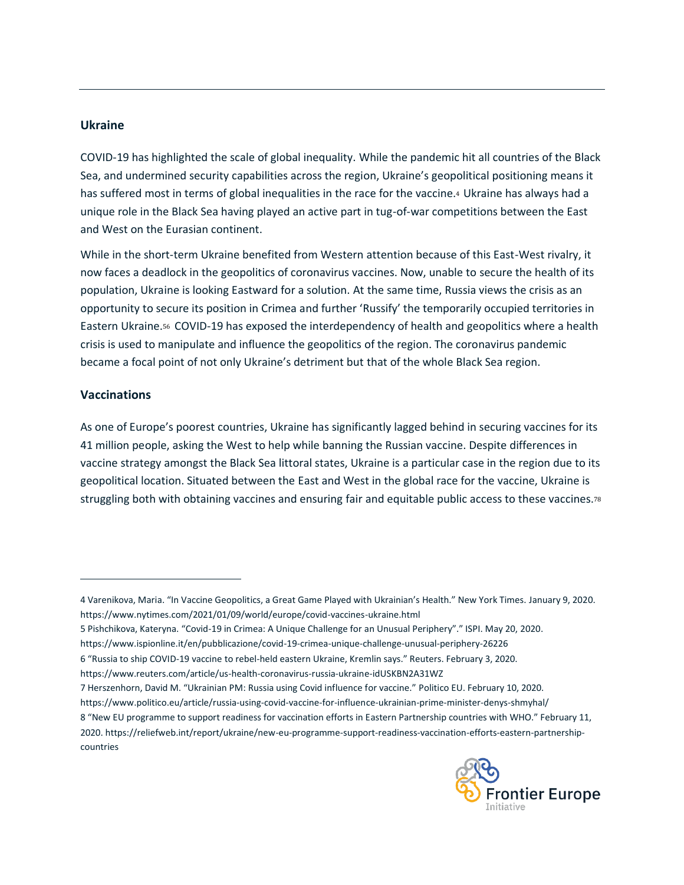## Ukraine

COVID-19 has highlighted the scale of global inequality. While the pandemic hit all countries of the Black Sea, and undermined security capabilities across the region, Ukraine's geopolitical positioning means it has suffered most in terms of global inequalities in the race for the vaccine.[4] Ukraine has always had a unique role in the Black Sea having played an active part in tug-of-war competitions between the East and West on the Eurasian continent.

While in the short-term Ukraine benefited from Western attention because of this East-West rivalry, it now faces a deadlock in the geopolitics of coronavirus vaccines. Now, unable to secure the health of its population, Ukraine is looking Eastward for a solution. At the same time, Russia views the crisis as an opportunity to secure its position in Crimea and further 'Russify' the temporarily occupied territories in Eastern Ukraine.[5,6] COVID-19 has exposed the interdependency of health and geopolitics where a health crisis is used to manipulate and influence the geopolitics of the region. The coronavirus pandemic became a focal point of not only Ukraine's detriment but that of the whole Black Sea region.

## Vaccinations

As one of Europe's poorest countries, Ukraine has significantly lagged behind in securing vaccines for its 41 million people, asking the West to help while banning the Russian vaccine. Despite differences in vaccine strategy amongst the Black Sea littoral states, Ukraine is a particular case in the region due to its geopolitical location. Situated between the East and West in the global race for the vaccine, Ukraine is struggling both with obtaining vaccines and ensuring fair and equitable public access to these vaccines.[7,8]

---

4 Varenikova, Maria. "In Vaccine Geopolitics, a Great Game Played with Ukrainian's Health." New York Times. January 9, 2020. https://www.nytimes.com/2021/01/09/world/europe/covid-vaccines-ukraine.html

5 Pishchikova, Kateryna. "Covid-19 in Crimea: A Unique Challenge for an Unusual Periphery"." ISPI. May 20, 2020. https://www.ispionline.it/en/pubblicazione/covid-19-crimea-unique-challenge-unusual-periphery-26226

6 "Russia to ship COVID-19 vaccine to rebel-held eastern Ukraine, Kremlin says." Reuters. February 3, 2020. https://www.reuters.com/article/us-health-coronavirus-russia-ukraine-idUSKBN2A31WZ

7 Herszenhorn, David M. "Ukrainian PM: Russia using Covid influence for vaccine." Politico EU. February 10, 2020. https://www.politico.eu/article/russia-using-covid-vaccine-for-influence-ukrainian-prime-minister-denys-shmyhal/

8 "New EU programme to support readiness for vaccination efforts in Eastern Partnership countries with WHO." February 11, 2020. https://reliefweb.int/report/ukraine/new-eu-programme-support-readiness-vaccination-efforts-eastern-partnership-countries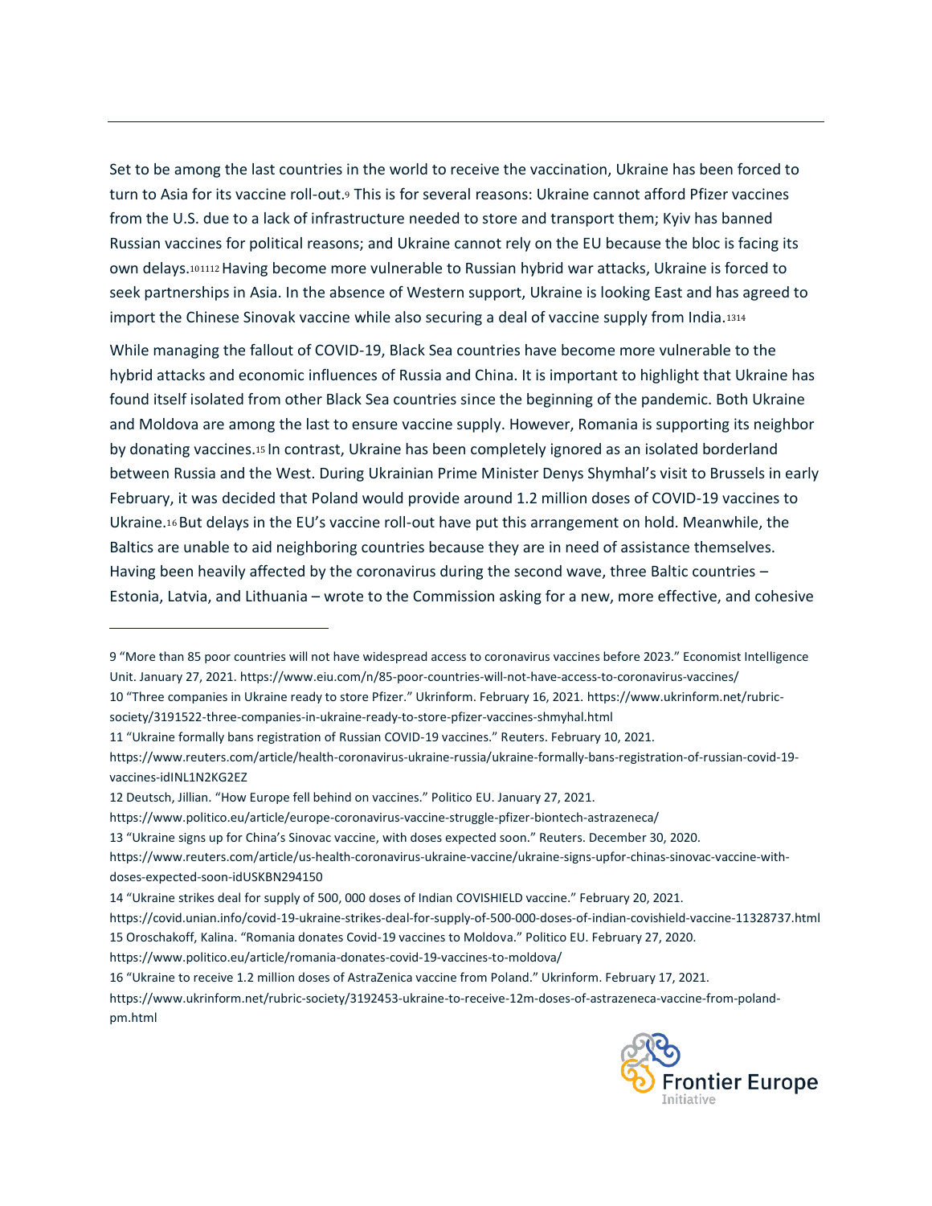Set to be among the last countries in the world to receive the vaccination, Ukraine has been forced to turn to Asia for its vaccine roll-out.[9] This is for several reasons: Ukraine cannot afford Pfizer vaccines from the U.S. due to a lack of infrastructure needed to store and transport them; Kyiv has banned Russian vaccines for political reasons; and Ukraine cannot rely on the EU because the bloc is facing its own delays.[10][11][12] Having become more vulnerable to Russian hybrid war attacks, Ukraine is forced to seek partnerships in Asia. In the absence of Western support, Ukraine is looking East and has agreed to import the Chinese Sinovak vaccine while also securing a deal of vaccine supply from India.[13][14]

While managing the fallout of COVID-19, Black Sea countries have become more vulnerable to the hybrid attacks and economic influences of Russia and China. It is important to highlight that Ukraine has found itself isolated from other Black Sea countries since the beginning of the pandemic. Both Ukraine and Moldova are among the last to ensure vaccine supply. However, Romania is supporting its neighbor by donating vaccines.[15] In contrast, Ukraine has been completely ignored as an isolated borderland between Russia and the West. During Ukrainian Prime Minister Denys Shymhal's visit to Brussels in early February, it was decided that Poland would provide around 1.2 million doses of COVID-19 vaccines to Ukraine.[16] But delays in the EU's vaccine roll-out have put this arrangement on hold. Meanwhile, the Baltics are unable to aid neighboring countries because they are in need of assistance themselves. Having been heavily affected by the coronavirus during the second wave, three Baltic countries – Estonia, Latvia, and Lithuania – wrote to the Commission asking for a new, more effective, and cohesive

---

9 "More than 85 poor countries will not have widespread access to coronavirus vaccines before 2023." Economist Intelligence Unit. January 27, 2021. https://www.eiu.com/n/85-poor-countries-will-not-have-access-to-coronavirus-vaccines/

10 "Three companies in Ukraine ready to store Pfizer." Ukrinform. February 16, 2021. https://www.ukrinform.net/rubric-society/3191522-three-companies-in-ukraine-ready-to-store-pfizer-vaccines-shmyhal.html

11 "Ukraine formally bans registration of Russian COVID-19 vaccines." Reuters. February 10, 2021. https://www.reuters.com/article/health-coronavirus-ukraine-russia/ukraine-formally-bans-registration-of-russian-covid-19-vaccines-idINL1N2KG2EZ

12 Deutsch, Jillian. "How Europe fell behind on vaccines." Politico EU. January 27, 2021. https://www.politico.eu/article/europe-coronavirus-vaccine-struggle-pfizer-biontech-astrazeneca/

13 "Ukraine signs up for China's Sinovac vaccine, with doses expected soon." Reuters. December 30, 2020. https://www.reuters.com/article/us-health-coronavirus-ukraine-vaccine/ukraine-signs-upfor-chinas-sinovac-vaccine-with-doses-expected-soon-idUSKBN294150

14 "Ukraine strikes deal for supply of 500, 000 doses of Indian COVISHIELD vaccine." February 20, 2021. https://covid.unian.info/covid-19-ukraine-strikes-deal-for-supply-of-500-000-doses-of-indian-covishield-vaccine-11328737.html

15 Oroschakoff, Kalina. "Romania donates Covid-19 vaccines to Moldova." Politico EU. February 27, 2020. https://www.politico.eu/article/romania-donates-covid-19-vaccines-to-moldova/

16 "Ukraine to receive 1.2 million doses of AstraZenica vaccine from Poland." Ukrinform. February 17, 2021. https://www.ukrinform.net/rubric-society/3192453-ukraine-to-receive-12m-doses-of-astrazeneca-vaccine-from-poland-pm.html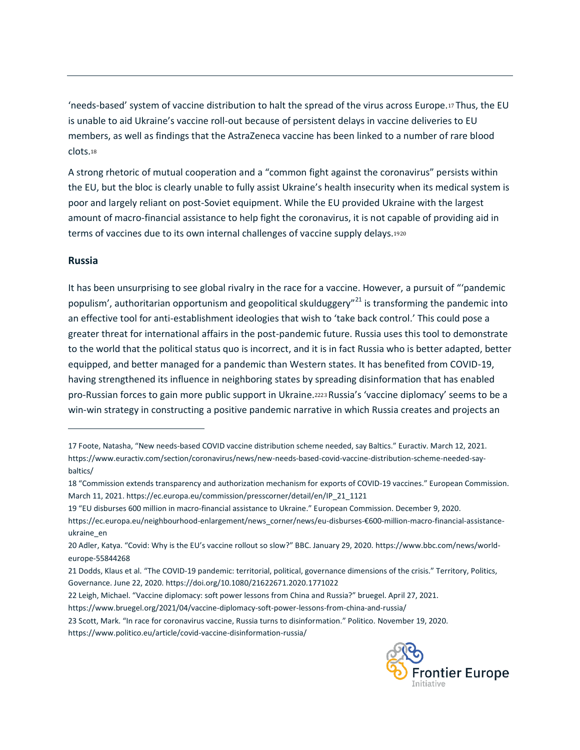'needs-based' system of vaccine distribution to halt the spread of the virus across Europe.[17] Thus, the EU is unable to aid Ukraine's vaccine roll-out because of persistent delays in vaccine deliveries to EU members, as well as findings that the AstraZeneca vaccine has been linked to a number of rare blood clots.[18]

A strong rhetoric of mutual cooperation and a "common fight against the coronavirus" persists within the EU, but the bloc is clearly unable to fully assist Ukraine's health insecurity when its medical system is poor and largely reliant on post-Soviet equipment. While the EU provided Ukraine with the largest amount of macro-financial assistance to help fight the coronavirus, it is not capable of providing aid in terms of vaccines due to its own internal challenges of vaccine supply delays.[19][20]

### Russia

It has been unsurprising to see global rivalry in the race for a vaccine. However, a pursuit of "'pandemic populism', authoritarian opportunism and geopolitical skulduggery"[21] is transforming the pandemic into an effective tool for anti-establishment ideologies that wish to 'take back control.' This could pose a greater threat for international affairs in the post-pandemic future. Russia uses this tool to demonstrate to the world that the political status quo is incorrect, and it is in fact Russia who is better adapted, better equipped, and better managed for a pandemic than Western states. It has benefited from COVID-19, having strengthened its influence in neighboring states by spreading disinformation that has enabled pro-Russian forces to gain more public support in Ukraine.[22][23] Russia's 'vaccine diplomacy' seems to be a win-win strategy in constructing a positive pandemic narrative in which Russia creates and projects an

---

17 Foote, Natasha, "New needs-based COVID vaccine distribution scheme needed, say Baltics." Euractiv. March 12, 2021. https://www.euractiv.com/section/coronavirus/news/new-needs-based-covid-vaccine-distribution-scheme-needed-say-baltics/

18 "Commission extends transparency and authorization mechanism for exports of COVID-19 vaccines." European Commission. March 11, 2021. https://ec.europa.eu/commission/presscorner/detail/en/IP_21_1121

19 "EU disburses 600 million in macro-financial assistance to Ukraine." European Commission. December 9, 2020. https://ec.europa.eu/neighbourhood-enlargement/news_corner/news/eu-disburses-€600-million-macro-financial-assistance-ukraine_en

20 Adler, Katya. "Covid: Why is the EU's vaccine rollout so slow?" BBC. January 29, 2020. https://www.bbc.com/news/world-europe-55844268

21 Dodds, Klaus et al. "The COVID-19 pandemic: territorial, political, governance dimensions of the crisis." Territory, Politics, Governance. June 22, 2020. https://doi.org/10.1080/21622671.2020.1771022

22 Leigh, Michael. "Vaccine diplomacy: soft power lessons from China and Russia?" bruegel. April 27, 2021. https://www.bruegel.org/2021/04/vaccine-diplomacy-soft-power-lessons-from-china-and-russia/

23 Scott, Mark. "In race for coronavirus vaccine, Russia turns to disinformation." Politico. November 19, 2020. https://www.politico.eu/article/covid-vaccine-disinformation-russia/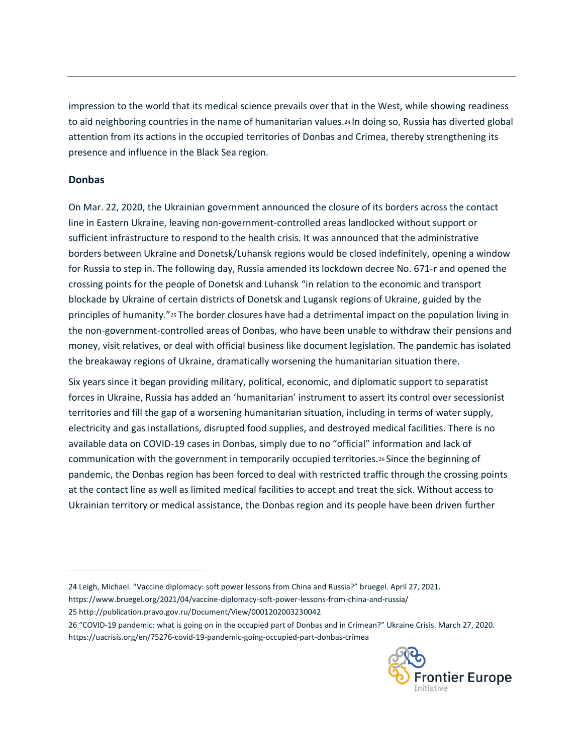impression to the world that its medical science prevails over that in the West, while showing readiness to aid neighboring countries in the name of humanitarian values.[24] In doing so, Russia has diverted global attention from its actions in the occupied territories of Donbas and Crimea, thereby strengthening its presence and influence in the Black Sea region.

**Donbas**

On Mar. 22, 2020, the Ukrainian government announced the closure of its borders across the contact line in Eastern Ukraine, leaving non-government-controlled areas landlocked without support or sufficient infrastructure to respond to the health crisis. It was announced that the administrative borders between Ukraine and Donetsk/Luhansk regions would be closed indefinitely, opening a window for Russia to step in. The following day, Russia amended its lockdown decree No. 671-r and opened the crossing points for the people of Donetsk and Luhansk "in relation to the economic and transport blockade by Ukraine of certain districts of Donetsk and Lugansk regions of Ukraine, guided by the principles of humanity."[25] The border closures have had a detrimental impact on the population living in the non-government-controlled areas of Donbas, who have been unable to withdraw their pensions and money, visit relatives, or deal with official business like document legislation. The pandemic has isolated the breakaway regions of Ukraine, dramatically worsening the humanitarian situation there.

Six years since it began providing military, political, economic, and diplomatic support to separatist forces in Ukraine, Russia has added an 'humanitarian' instrument to assert its control over secessionist territories and fill the gap of a worsening humanitarian situation, including in terms of water supply, electricity and gas installations, disrupted food supplies, and destroyed medical facilities. There is no available data on COVID-19 cases in Donbas, simply due to no "official" information and lack of communication with the government in temporarily occupied territories.[26] Since the beginning of pandemic, the Donbas region has been forced to deal with restricted traffic through the crossing points at the contact line as well as limited medical facilities to accept and treat the sick. Without access to Ukrainian territory or medical assistance, the Donbas region and its people have been driven further

---

24 Leigh, Michael. "Vaccine diplomacy: soft power lessons from China and Russia?" bruegel. April 27, 2021. https://www.bruegel.org/2021/04/vaccine-diplomacy-soft-power-lessons-from-china-and-russia/

25 http://publication.pravo.gov.ru/Document/View/0001202003230042

26 "COVID-19 pandemic: what is going on in the occupied part of Donbas and in Crimean?" Ukraine Crisis. March 27, 2020. https://uacrisis.org/en/75276-covid-19-pandemic-going-occupied-part-donbas-crimea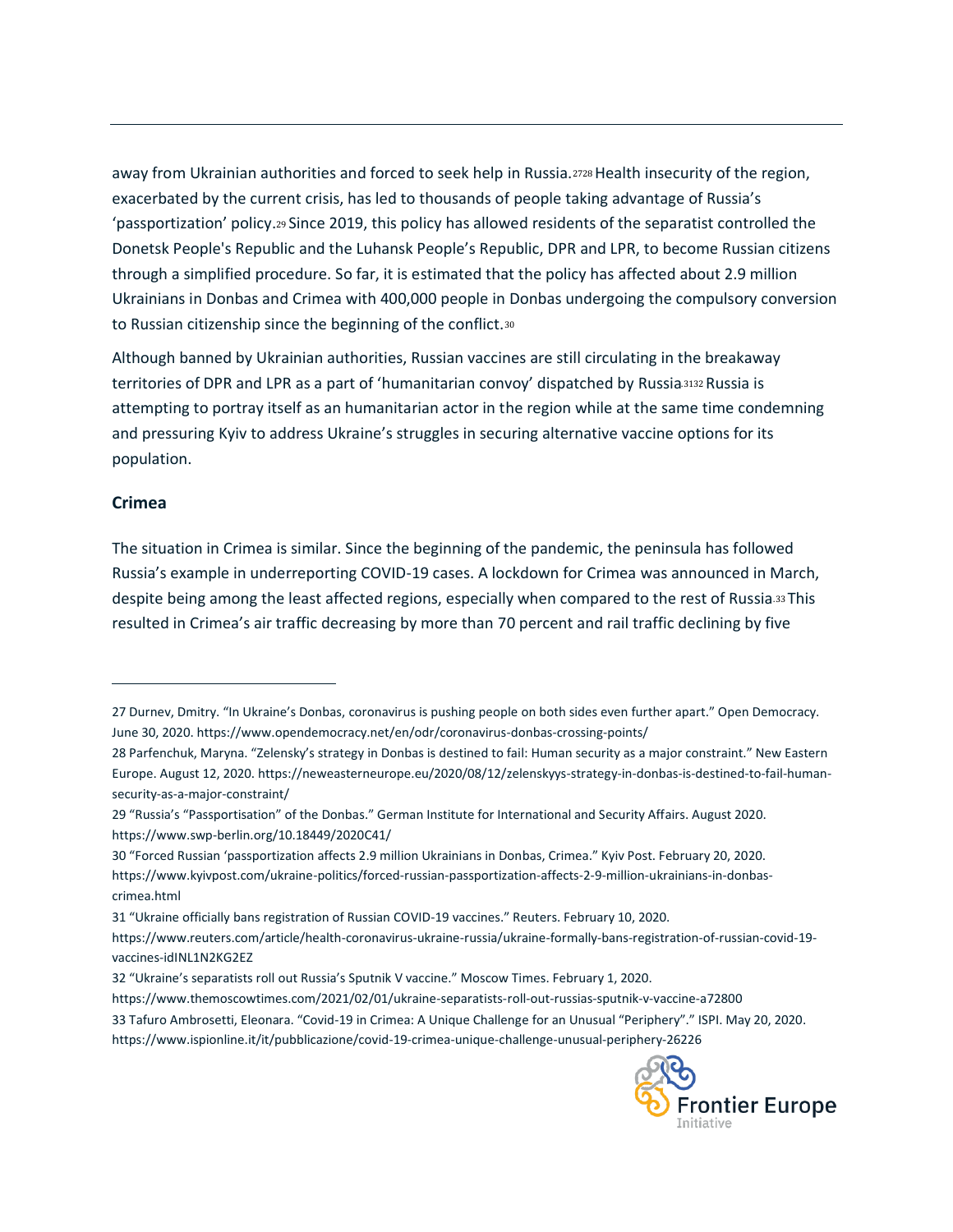away from Ukrainian authorities and forced to seek help in Russia.[27][28] Health insecurity of the region, exacerbated by the current crisis, has led to thousands of people taking advantage of Russia's 'passportization' policy.[29] Since 2019, this policy has allowed residents of the separatist controlled the Donetsk People's Republic and the Luhansk People's Republic, DPR and LPR, to become Russian citizens through a simplified procedure. So far, it is estimated that the policy has affected about 2.9 million Ukrainians in Donbas and Crimea with 400,000 people in Donbas undergoing the compulsory conversion to Russian citizenship since the beginning of the conflict.[30]

Although banned by Ukrainian authorities, Russian vaccines are still circulating in the breakaway territories of DPR and LPR as a part of 'humanitarian convoy' dispatched by Russia.[31][32] Russia is attempting to portray itself as an humanitarian actor in the region while at the same time condemning and pressuring Kyiv to address Ukraine's struggles in securing alternative vaccine options for its population.

**Crimea**

The situation in Crimea is similar. Since the beginning of the pandemic, the peninsula has followed Russia's example in underreporting COVID-19 cases. A lockdown for Crimea was announced in March, despite being among the least affected regions, especially when compared to the rest of Russia.[33] This resulted in Crimea's air traffic decreasing by more than 70 percent and rail traffic declining by five

---

27 Durnev, Dmitry. "In Ukraine's Donbas, coronavirus is pushing people on both sides even further apart." Open Democracy. June 30, 2020. https://www.opendemocracy.net/en/odr/coronavirus-donbas-crossing-points/

28 Parfenchuk, Maryna. "Zelensky's strategy in Donbas is destined to fail: Human security as a major constraint." New Eastern Europe. August 12, 2020. https://neweasterneurope.eu/2020/08/12/zelenskyys-strategy-in-donbas-is-destined-to-fail-human-security-as-a-major-constraint/

29 "Russia's "Passportisation" of the Donbas." German Institute for International and Security Affairs. August 2020. https://www.swp-berlin.org/10.18449/2020C41/

30 "Forced Russian 'passportization affects 2.9 million Ukrainians in Donbas, Crimea." Kyiv Post. February 20, 2020. https://www.kyivpost.com/ukraine-politics/forced-russian-passportization-affects-2-9-million-ukrainians-in-donbas-crimea.html

31 "Ukraine officially bans registration of Russian COVID-19 vaccines." Reuters. February 10, 2020. https://www.reuters.com/article/health-coronavirus-ukraine-russia/ukraine-formally-bans-registration-of-russian-covid-19-vaccines-idINL1N2KG2EZ

32 "Ukraine's separatists roll out Russia's Sputnik V vaccine." Moscow Times. February 1, 2020. https://www.themoscowtimes.com/2021/02/01/ukraine-separatists-roll-out-russias-sputnik-v-vaccine-a72800

33 Tafuro Ambrosetti, Eleonara. "Covid-19 in Crimea: A Unique Challenge for an Unusual "Periphery"." ISPI. May 20, 2020. https://www.ispionline.it/it/pubblicazione/covid-19-crimea-unique-challenge-unusual-periphery-26226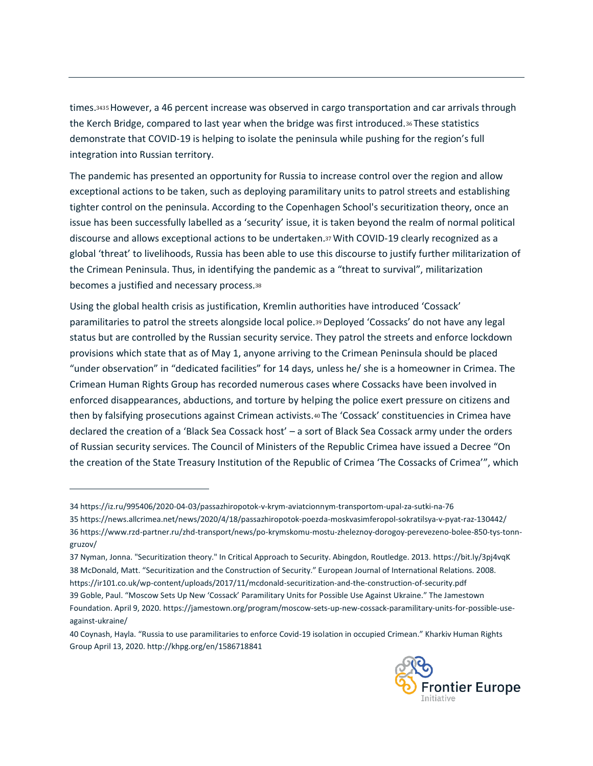times.[34][35] However, a 46 percent increase was observed in cargo transportation and car arrivals through the Kerch Bridge, compared to last year when the bridge was first introduced.[36] These statistics demonstrate that COVID-19 is helping to isolate the peninsula while pushing for the region's full integration into Russian territory.

The pandemic has presented an opportunity for Russia to increase control over the region and allow exceptional actions to be taken, such as deploying paramilitary units to patrol streets and establishing tighter control on the peninsula. According to the Copenhagen School's securitization theory, once an issue has been successfully labelled as a 'security' issue, it is taken beyond the realm of normal political discourse and allows exceptional actions to be undertaken.[37] With COVID-19 clearly recognized as a global 'threat' to livelihoods, Russia has been able to use this discourse to justify further militarization of the Crimean Peninsula. Thus, in identifying the pandemic as a "threat to survival", militarization becomes a justified and necessary process.[38]

Using the global health crisis as justification, Kremlin authorities have introduced 'Cossack' paramilitaries to patrol the streets alongside local police.[39] Deployed 'Cossacks' do not have any legal status but are controlled by the Russian security service. They patrol the streets and enforce lockdown provisions which state that as of May 1, anyone arriving to the Crimean Peninsula should be placed "under observation" in "dedicated facilities" for 14 days, unless he/ she is a homeowner in Crimea. The Crimean Human Rights Group has recorded numerous cases where Cossacks have been involved in enforced disappearances, abductions, and torture by helping the police exert pressure on citizens and then by falsifying prosecutions against Crimean activists.[40] The 'Cossack' constituencies in Crimea have declared the creation of a 'Black Sea Cossack host' – a sort of Black Sea Cossack army under the orders of Russian security services. The Council of Ministers of the Republic Crimea have issued a Decree "On the creation of the State Treasury Institution of the Republic of Crimea 'The Cossacks of Crimea'", which

---

34 https://iz.ru/995406/2020-04-03/passazhiropotok-v-krym-aviatcionnym-transportom-upal-za-sutki-na-76

35 https://news.allcrimea.net/news/2020/4/18/passazhiropotok-poezda-moskvasimferopol-sokratilsya-v-pyat-raz-130442/

36 https://www.rzd-partner.ru/zhd-transport/news/po-krymskomu-mostu-zheleznoy-dorogoy-perevezeno-bolee-850-tys-tonn-gruzov/

37 Nyman, Jonna. "Securitization theory." In Critical Approach to Security. Abingdon, Routledge. 2013. https://bit.ly/3pj4vqK

38 McDonald, Matt. "Securitization and the Construction of Security." European Journal of International Relations. 2008. https://ir101.co.uk/wp-content/uploads/2017/11/mcdonald-securitization-and-the-construction-of-security.pdf

39 Goble, Paul. "Moscow Sets Up New 'Cossack' Paramilitary Units for Possible Use Against Ukraine." The Jamestown Foundation. April 9, 2020. https://jamestown.org/program/moscow-sets-up-new-cossack-paramilitary-units-for-possible-use-against-ukraine/

40 Coynash, Hayla. "Russia to use paramilitaries to enforce Covid-19 isolation in occupied Crimean." Kharkiv Human Rights Group April 13, 2020. http://khpg.org/en/1586718841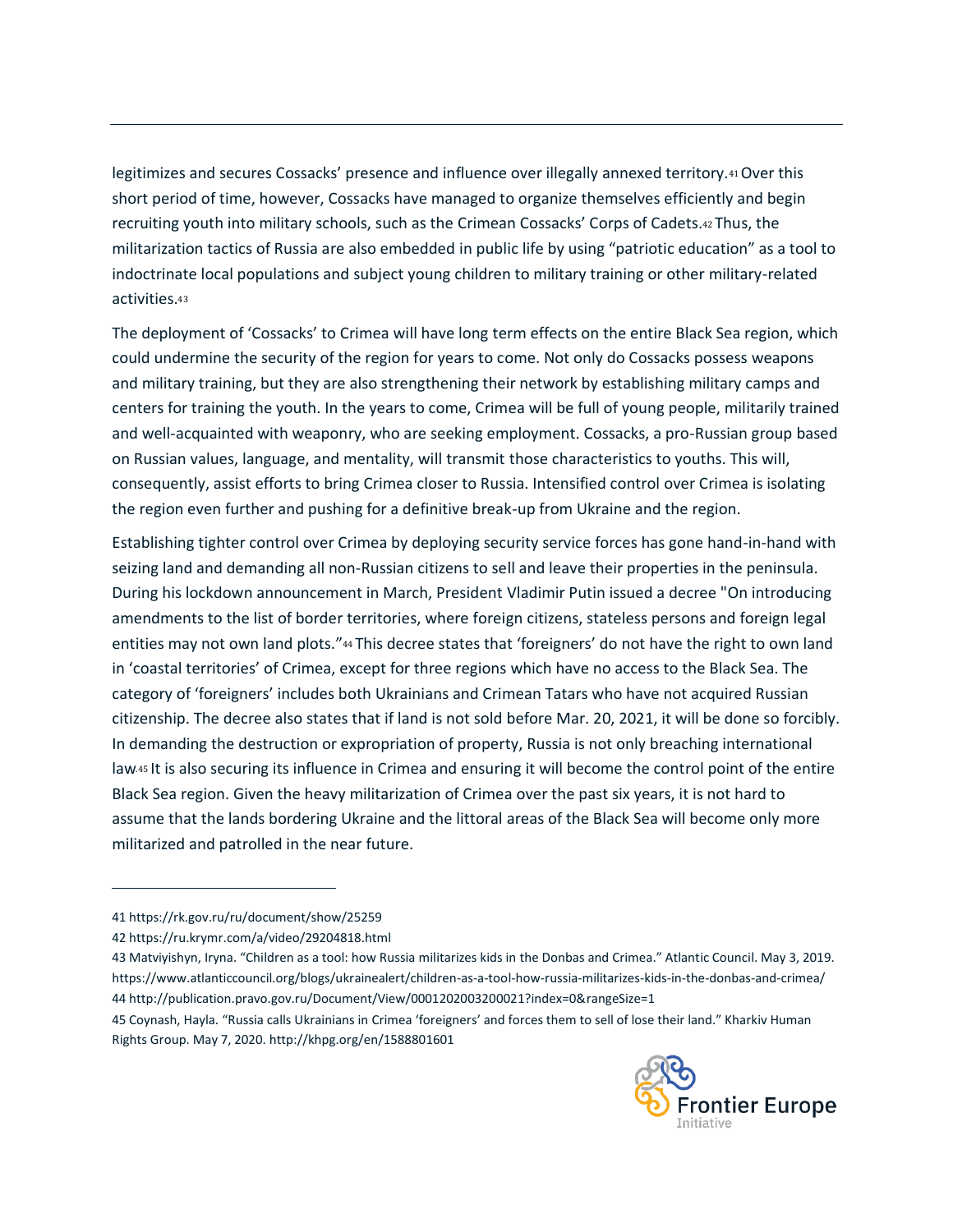legitimizes and secures Cossacks' presence and influence over illegally annexed territory.[41] Over this short period of time, however, Cossacks have managed to organize themselves efficiently and begin recruiting youth into military schools, such as the Crimean Cossacks' Corps of Cadets.[42] Thus, the militarization tactics of Russia are also embedded in public life by using "patriotic education" as a tool to indoctrinate local populations and subject young children to military training or other military-related activities.[43]

The deployment of 'Cossacks' to Crimea will have long term effects on the entire Black Sea region, which could undermine the security of the region for years to come. Not only do Cossacks possess weapons and military training, but they are also strengthening their network by establishing military camps and centers for training the youth. In the years to come, Crimea will be full of young people, militarily trained and well-acquainted with weaponry, who are seeking employment. Cossacks, a pro-Russian group based on Russian values, language, and mentality, will transmit those characteristics to youths. This will, consequently, assist efforts to bring Crimea closer to Russia. Intensified control over Crimea is isolating the region even further and pushing for a definitive break-up from Ukraine and the region.

Establishing tighter control over Crimea by deploying security service forces has gone hand-in-hand with seizing land and demanding all non-Russian citizens to sell and leave their properties in the peninsula. During his lockdown announcement in March, President Vladimir Putin issued a decree "On introducing amendments to the list of border territories, where foreign citizens, stateless persons and foreign legal entities may not own land plots."[44] This decree states that 'foreigners' do not have the right to own land in 'coastal territories' of Crimea, except for three regions which have no access to the Black Sea. The category of 'foreigners' includes both Ukrainians and Crimean Tatars who have not acquired Russian citizenship. The decree also states that if land is not sold before Mar. 20, 2021, it will be done so forcibly. In demanding the destruction or expropriation of property, Russia is not only breaching international law.[45] It is also securing its influence in Crimea and ensuring it will become the control point of the entire Black Sea region. Given the heavy militarization of Crimea over the past six years, it is not hard to assume that the lands bordering Ukraine and the littoral areas of the Black Sea will become only more militarized and patrolled in the near future.

---

41 https://rk.gov.ru/ru/document/show/25259

42 https://ru.krymr.com/a/video/29204818.html

43 Matviyishyn, Iryna. "Children as a tool: how Russia militarizes kids in the Donbas and Crimea." Atlantic Council. May 3, 2019. https://www.atlanticcouncil.org/blogs/ukrainealert/children-as-a-tool-how-russia-militarizes-kids-in-the-donbas-and-crimea/

44 http://publication.pravo.gov.ru/Document/View/0001202003200021?index=0&rangeSize=1

45 Coynash, Hayla. "Russia calls Ukrainians in Crimea 'foreigners' and forces them to sell of lose their land." Kharkiv Human Rights Group. May 7, 2020. http://khpg.org/en/1588801601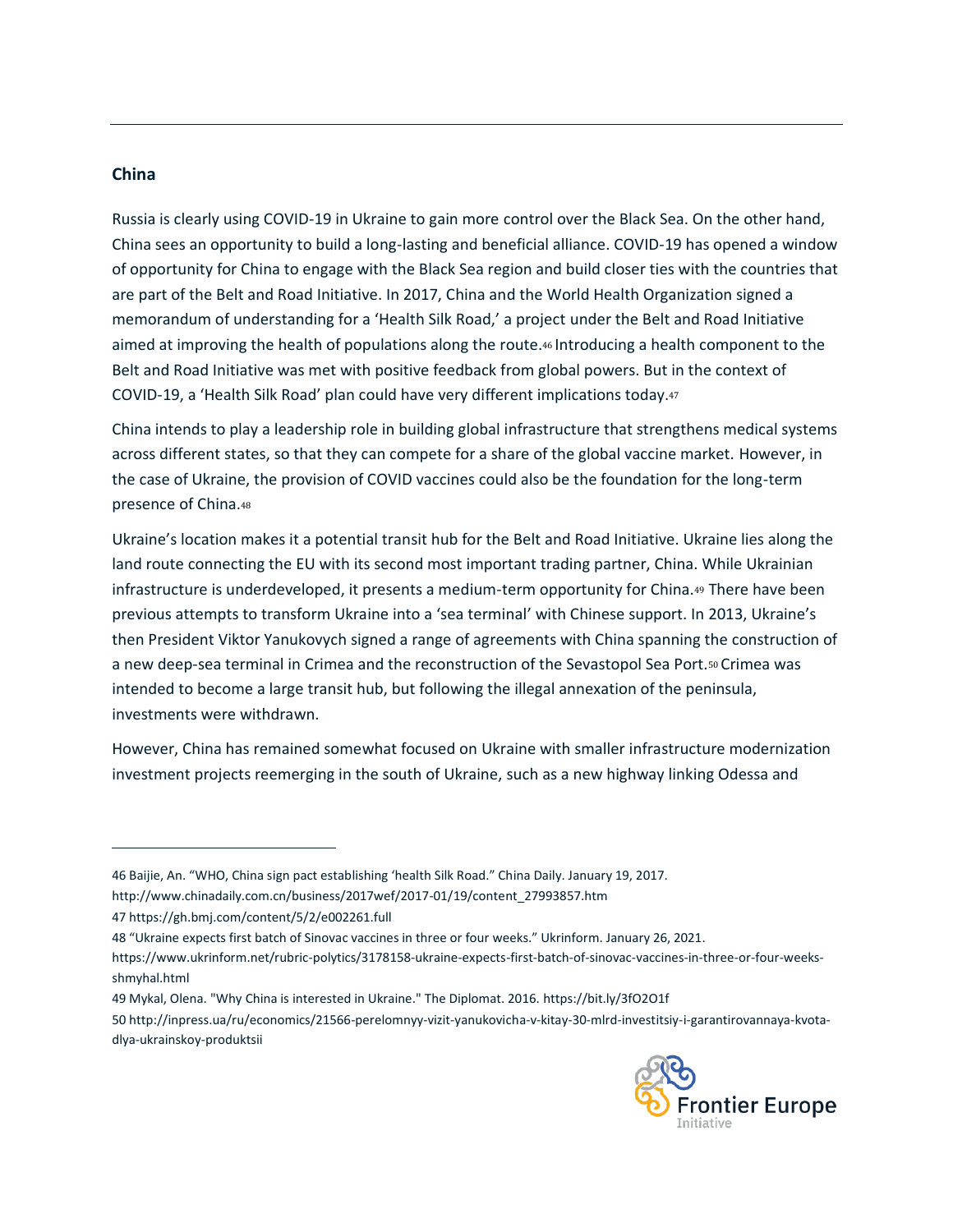## China

Russia is clearly using COVID-19 in Ukraine to gain more control over the Black Sea. On the other hand, China sees an opportunity to build a long-lasting and beneficial alliance. COVID-19 has opened a window of opportunity for China to engage with the Black Sea region and build closer ties with the countries that are part of the Belt and Road Initiative. In 2017, China and the World Health Organization signed a memorandum of understanding for a 'Health Silk Road,' a project under the Belt and Road Initiative aimed at improving the health of populations along the route.[46] Introducing a health component to the Belt and Road Initiative was met with positive feedback from global powers. But in the context of COVID-19, a 'Health Silk Road' plan could have very different implications today.[47]

China intends to play a leadership role in building global infrastructure that strengthens medical systems across different states, so that they can compete for a share of the global vaccine market. However, in the case of Ukraine, the provision of COVID vaccines could also be the foundation for the long-term presence of China.[48]

Ukraine's location makes it a potential transit hub for the Belt and Road Initiative. Ukraine lies along the land route connecting the EU with its second most important trading partner, China. While Ukrainian infrastructure is underdeveloped, it presents a medium-term opportunity for China.[49] There have been previous attempts to transform Ukraine into a 'sea terminal' with Chinese support. In 2013, Ukraine's then President Viktor Yanukovych signed a range of agreements with China spanning the construction of a new deep-sea terminal in Crimea and the reconstruction of the Sevastopol Sea Port.[50] Crimea was intended to become a large transit hub, but following the illegal annexation of the peninsula, investments were withdrawn.

However, China has remained somewhat focused on Ukraine with smaller infrastructure modernization investment projects reemerging in the south of Ukraine, such as a new highway linking Odessa and

---

46 Baijie, An. "WHO, China sign pact establishing 'health Silk Road." China Daily. January 19, 2017. http://www.chinadaily.com.cn/business/2017wef/2017-01/19/content_27993857.htm

47 https://gh.bmj.com/content/5/2/e002261.full

48 "Ukraine expects first batch of Sinovac vaccines in three or four weeks." Ukrinform. January 26, 2021. https://www.ukrinform.net/rubric-polytics/3178158-ukraine-expects-first-batch-of-sinovac-vaccines-in-three-or-four-weeks-shmyhal.html

49 Mykal, Olena. "Why China is interested in Ukraine." The Diplomat. 2016. https://bit.ly/3fO2O1f

50 http://inpress.ua/ru/economics/21566-perelomnyy-vizit-yanukovicha-v-kitay-30-mlrd-investitsiy-i-garantirovannaya-kvota-dlya-ukrainskoy-produktsii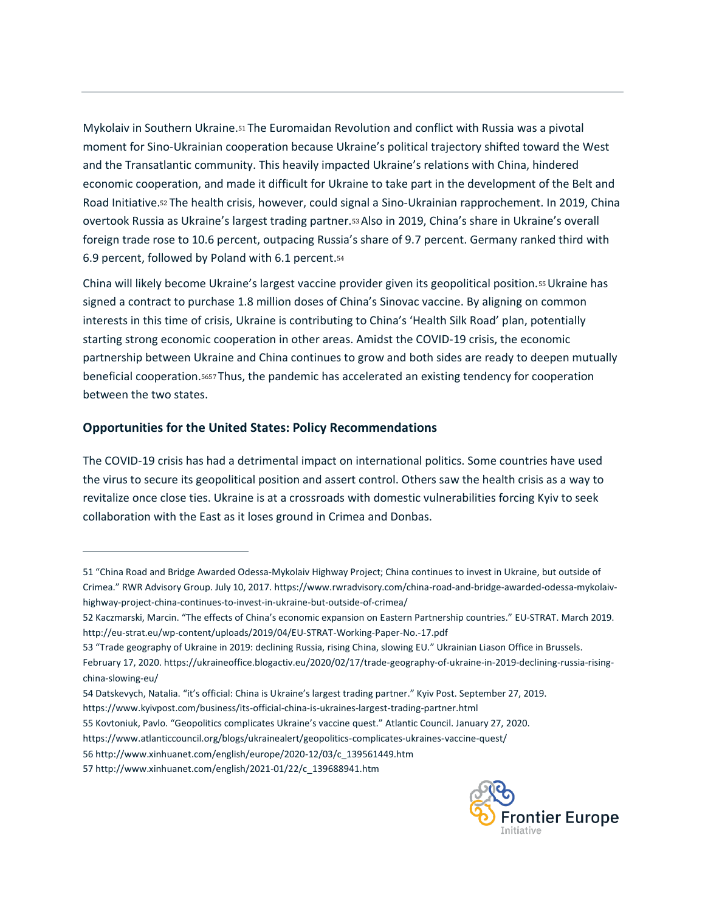Mykolaiv in Southern Ukraine.[51] The Euromaidan Revolution and conflict with Russia was a pivotal moment for Sino-Ukrainian cooperation because Ukraine's political trajectory shifted toward the West and the Transatlantic community. This heavily impacted Ukraine's relations with China, hindered economic cooperation, and made it difficult for Ukraine to take part in the development of the Belt and Road Initiative.[52] The health crisis, however, could signal a Sino-Ukrainian rapprochement. In 2019, China overtook Russia as Ukraine's largest trading partner.[53] Also in 2019, China's share in Ukraine's overall foreign trade rose to 10.6 percent, outpacing Russia's share of 9.7 percent. Germany ranked third with 6.9 percent, followed by Poland with 6.1 percent.[54]

China will likely become Ukraine's largest vaccine provider given its geopolitical position.[55] Ukraine has signed a contract to purchase 1.8 million doses of China's Sinovac vaccine. By aligning on common interests in this time of crisis, Ukraine is contributing to China's 'Health Silk Road' plan, potentially starting strong economic cooperation in other areas. Amidst the COVID-19 crisis, the economic partnership between Ukraine and China continues to grow and both sides are ready to deepen mutually beneficial cooperation.[56][57] Thus, the pandemic has accelerated an existing tendency for cooperation between the two states.

### Opportunities for the United States: Policy Recommendations

The COVID-19 crisis has had a detrimental impact on international politics. Some countries have used the virus to secure its geopolitical position and assert control. Others saw the health crisis as a way to revitalize once close ties. Ukraine is at a crossroads with domestic vulnerabilities forcing Kyiv to seek collaboration with the East as it loses ground in Crimea and Donbas.

---

51 "China Road and Bridge Awarded Odessa-Mykolaiv Highway Project; China continues to invest in Ukraine, but outside of Crimea." RWR Advisory Group. July 10, 2017. https://www.rwradvisory.com/china-road-and-bridge-awarded-odessa-mykolaiv-highway-project-china-continues-to-invest-in-ukraine-but-outside-of-crimea/

52 Kaczmarski, Marcin. "The effects of China's economic expansion on Eastern Partnership countries." EU-STRAT. March 2019. http://eu-strat.eu/wp-content/uploads/2019/04/EU-STRAT-Working-Paper-No.-17.pdf

53 "Trade geography of Ukraine in 2019: declining Russia, rising China, slowing EU." Ukrainian Liason Office in Brussels. February 17, 2020. https://ukraineoffice.blogactiv.eu/2020/02/17/trade-geography-of-ukraine-in-2019-declining-russia-rising-china-slowing-eu/

54 Datskevych, Natalia. "it's official: China is Ukraine's largest trading partner." Kyiv Post. September 27, 2019. https://www.kyivpost.com/business/its-official-china-is-ukraines-largest-trading-partner.html

55 Kovtoniuk, Pavlo. "Geopolitics complicates Ukraine's vaccine quest." Atlantic Council. January 27, 2020. https://www.atlanticcouncil.org/blogs/ukrainealert/geopolitics-complicates-ukraines-vaccine-quest/

56 http://www.xinhuanet.com/english/europe/2020-12/03/c_139561449.htm

57 http://www.xinhuanet.com/english/2021-01/22/c_139688941.htm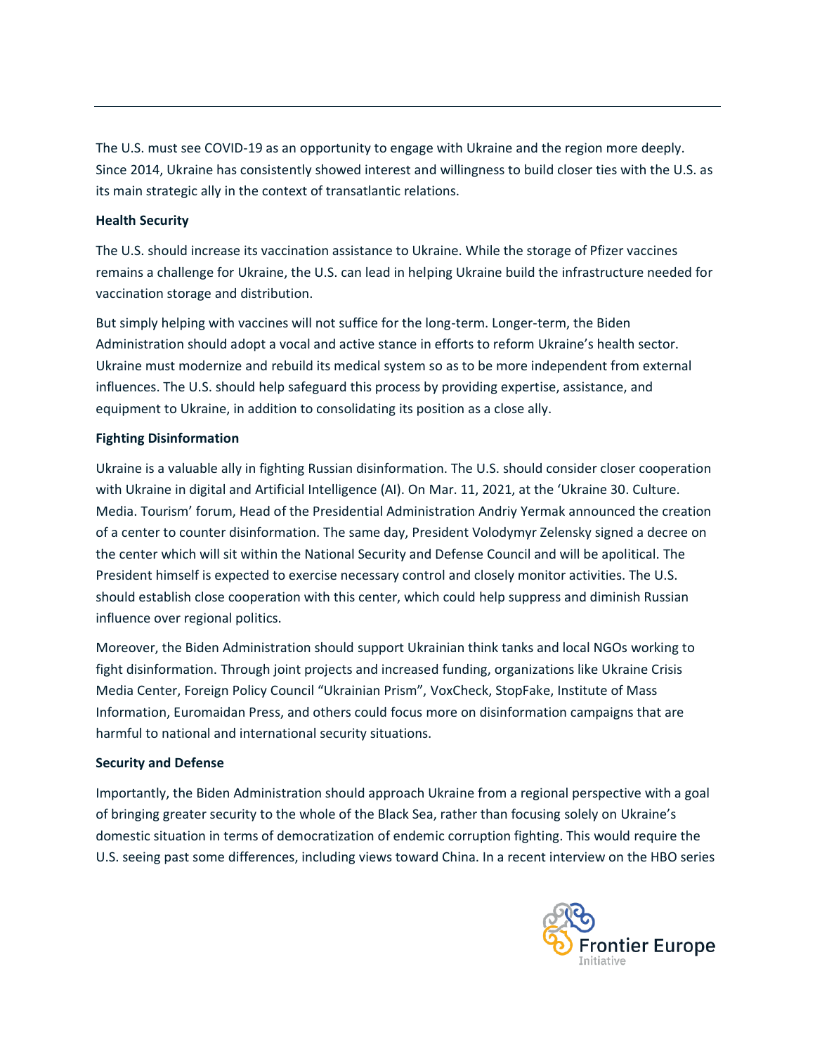The U.S. must see COVID-19 as an opportunity to engage with Ukraine and the region more deeply. Since 2014, Ukraine has consistently showed interest and willingness to build closer ties with the U.S. as its main strategic ally in the context of transatlantic relations.

**Health Security**

The U.S. should increase its vaccination assistance to Ukraine. While the storage of Pfizer vaccines remains a challenge for Ukraine, the U.S. can lead in helping Ukraine build the infrastructure needed for vaccination storage and distribution.

But simply helping with vaccines will not suffice for the long-term. Longer-term, the Biden Administration should adopt a vocal and active stance in efforts to reform Ukraine's health sector. Ukraine must modernize and rebuild its medical system so as to be more independent from external influences. The U.S. should help safeguard this process by providing expertise, assistance, and equipment to Ukraine, in addition to consolidating its position as a close ally.

**Fighting Disinformation**

Ukraine is a valuable ally in fighting Russian disinformation. The U.S. should consider closer cooperation with Ukraine in digital and Artificial Intelligence (AI). On Mar. 11, 2021, at the 'Ukraine 30. Culture. Media. Tourism' forum, Head of the Presidential Administration Andriy Yermak announced the creation of a center to counter disinformation. The same day, President Volodymyr Zelensky signed a decree on the center which will sit within the National Security and Defense Council and will be apolitical. The President himself is expected to exercise necessary control and closely monitor activities. The U.S. should establish close cooperation with this center, which could help suppress and diminish Russian influence over regional politics.

Moreover, the Biden Administration should support Ukrainian think tanks and local NGOs working to fight disinformation. Through joint projects and increased funding, organizations like Ukraine Crisis Media Center, Foreign Policy Council "Ukrainian Prism", VoxCheck, StopFake, Institute of Mass Information, Euromaidan Press, and others could focus more on disinformation campaigns that are harmful to national and international security situations.

**Security and Defense**

Importantly, the Biden Administration should approach Ukraine from a regional perspective with a goal of bringing greater security to the whole of the Black Sea, rather than focusing solely on Ukraine's domestic situation in terms of democratization of endemic corruption fighting. This would require the U.S. seeing past some differences, including views toward China. In a recent interview on the HBO series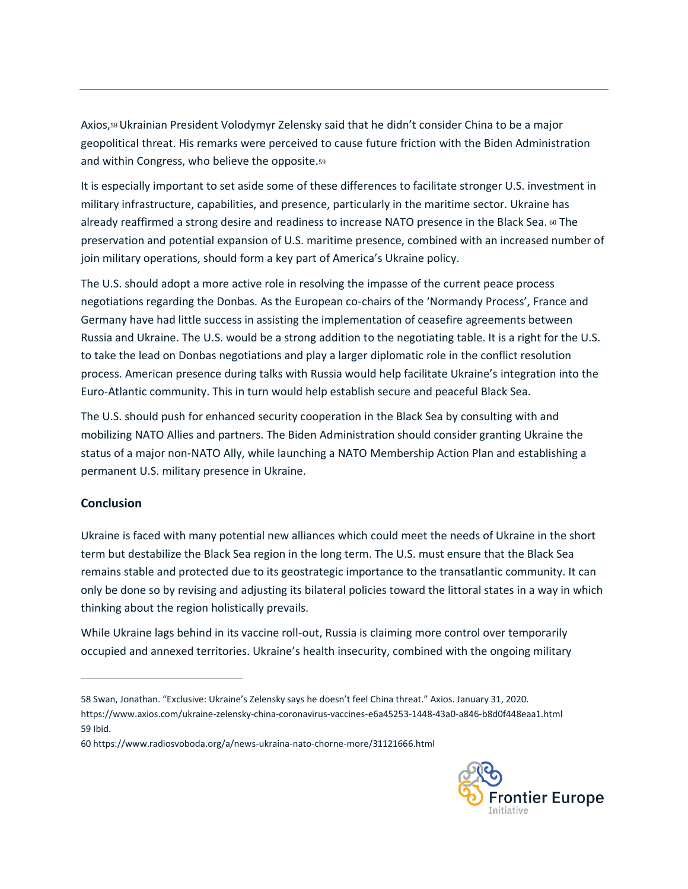Axios,[58] Ukrainian President Volodymyr Zelensky said that he didn't consider China to be a major geopolitical threat. His remarks were perceived to cause future friction with the Biden Administration and within Congress, who believe the opposite.[59]

It is especially important to set aside some of these differences to facilitate stronger U.S. investment in military infrastructure, capabilities, and presence, particularly in the maritime sector. Ukraine has already reaffirmed a strong desire and readiness to increase NATO presence in the Black Sea. [60] The preservation and potential expansion of U.S. maritime presence, combined with an increased number of join military operations, should form a key part of America's Ukraine policy.

The U.S. should adopt a more active role in resolving the impasse of the current peace process negotiations regarding the Donbas. As the European co-chairs of the 'Normandy Process', France and Germany have had little success in assisting the implementation of ceasefire agreements between Russia and Ukraine. The U.S. would be a strong addition to the negotiating table. It is a right for the U.S. to take the lead on Donbas negotiations and play a larger diplomatic role in the conflict resolution process. American presence during talks with Russia would help facilitate Ukraine's integration into the Euro-Atlantic community. This in turn would help establish secure and peaceful Black Sea.

The U.S. should push for enhanced security cooperation in the Black Sea by consulting with and mobilizing NATO Allies and partners. The Biden Administration should consider granting Ukraine the status of a major non-NATO Ally, while launching a NATO Membership Action Plan and establishing a permanent U.S. military presence in Ukraine.

## Conclusion

Ukraine is faced with many potential new alliances which could meet the needs of Ukraine in the short term but destabilize the Black Sea region in the long term. The U.S. must ensure that the Black Sea remains stable and protected due to its geostrategic importance to the transatlantic community. It can only be done so by revising and adjusting its bilateral policies toward the littoral states in a way in which thinking about the region holistically prevails.

While Ukraine lags behind in its vaccine roll-out, Russia is claiming more control over temporarily occupied and annexed territories. Ukraine's health insecurity, combined with the ongoing military

---

58 Swan, Jonathan. "Exclusive: Ukraine's Zelensky says he doesn't feel China threat." Axios. January 31, 2020. https://www.axios.com/ukraine-zelensky-china-coronavirus-vaccines-e6a45253-1448-43a0-a846-b8d0f448eaa1.html

59 Ibid.

60 https://www.radiosvoboda.org/a/news-ukraina-nato-chorne-more/31121666.html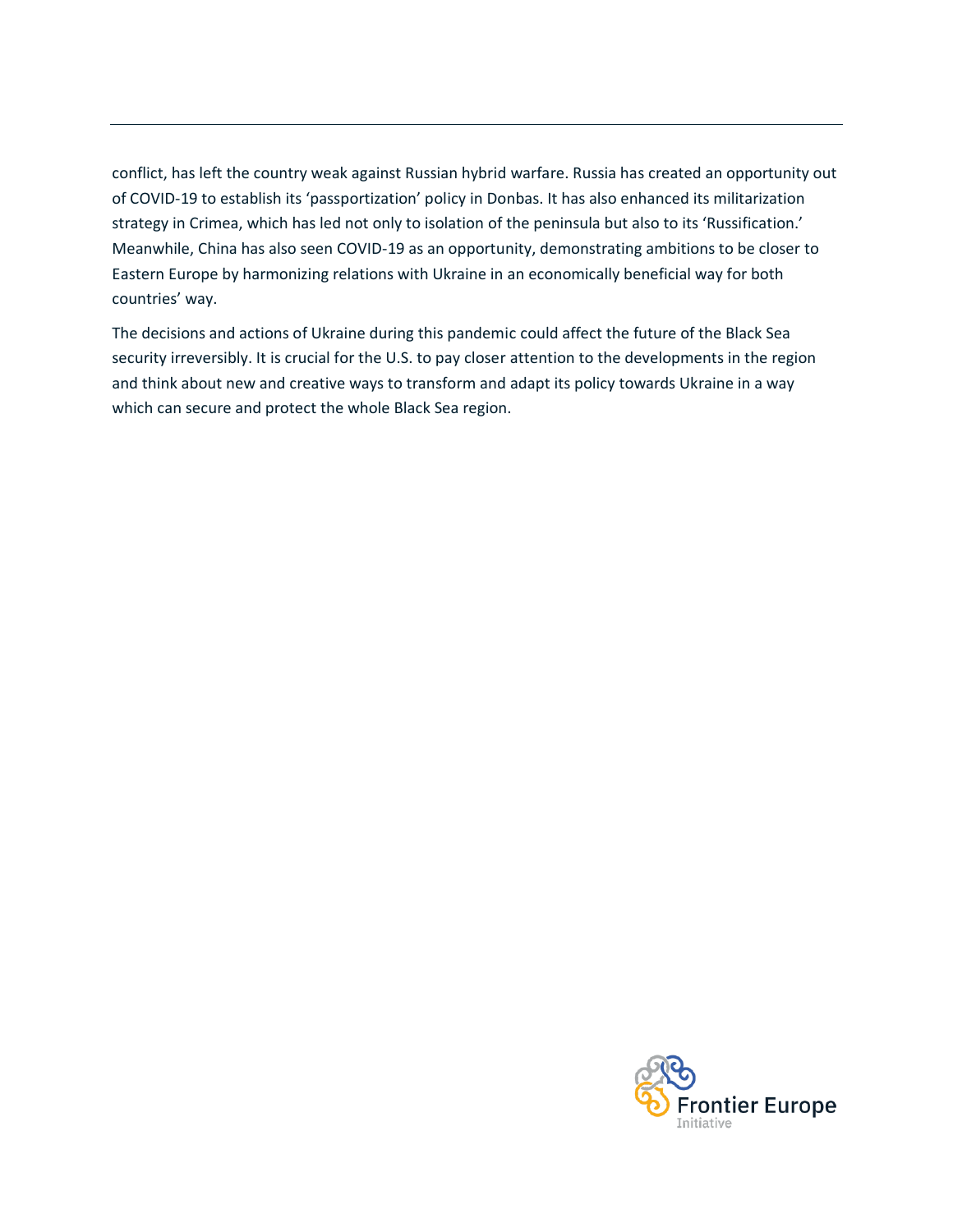conflict, has left the country weak against Russian hybrid warfare. Russia has created an opportunity out of COVID-19 to establish its 'passportization' policy in Donbas. It has also enhanced its militarization strategy in Crimea, which has led not only to isolation of the peninsula but also to its 'Russification.' Meanwhile, China has also seen COVID-19 as an opportunity, demonstrating ambitions to be closer to Eastern Europe by harmonizing relations with Ukraine in an economically beneficial way for both countries' way.

The decisions and actions of Ukraine during this pandemic could affect the future of the Black Sea security irreversibly. It is crucial for the U.S. to pay closer attention to the developments in the region and think about new and creative ways to transform and adapt its policy towards Ukraine in a way which can secure and protect the whole Black Sea region.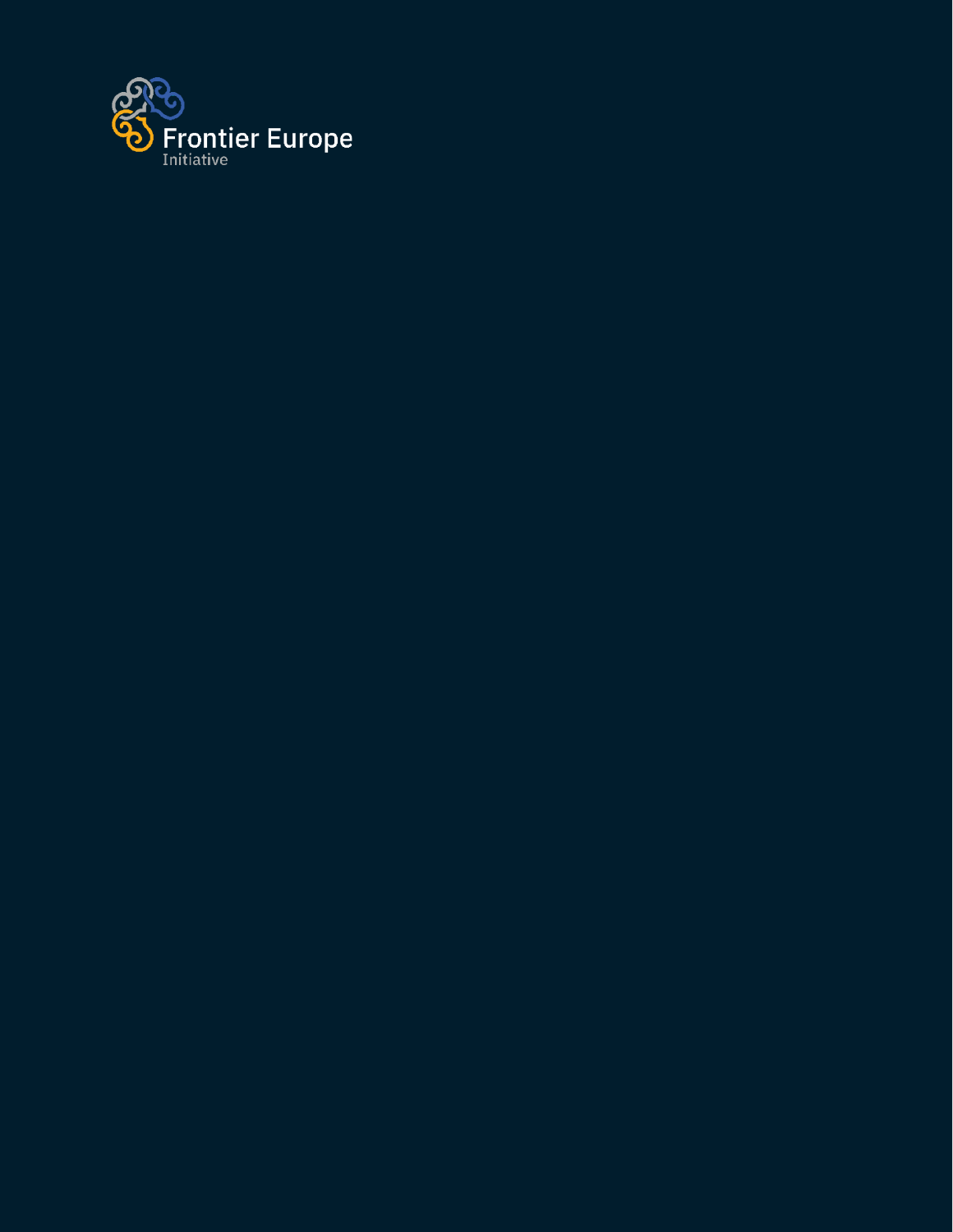Frontier Europe
Initiative